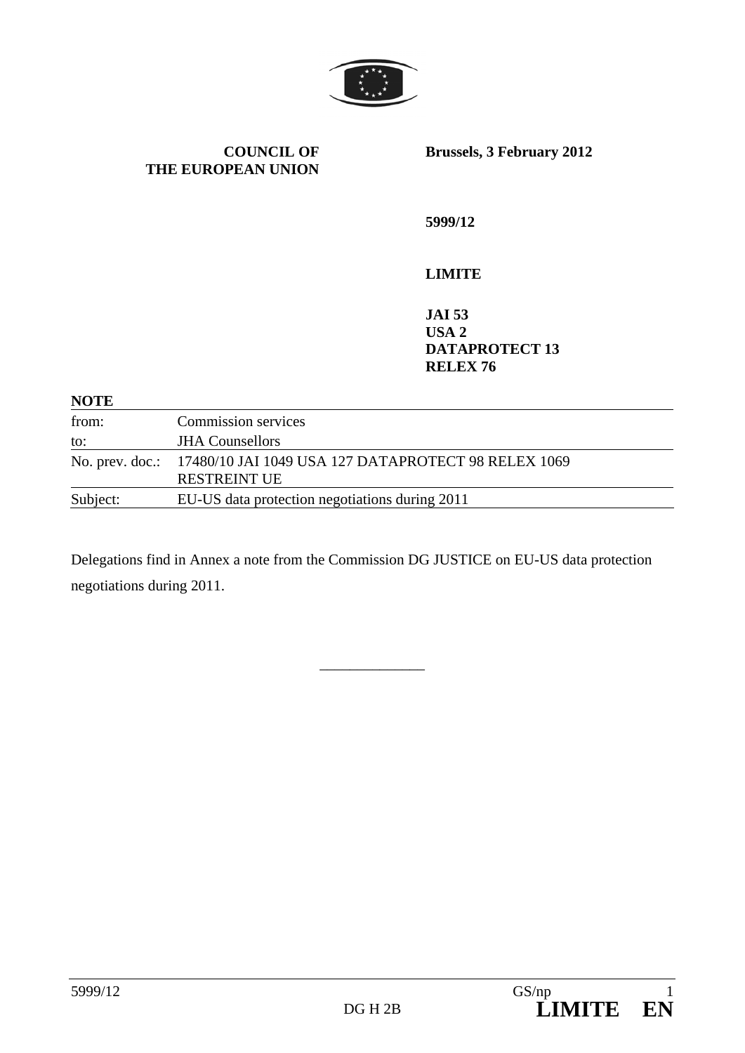**COUNCIL OF THE EUROPEAN UNION**

**Brussels, 3 February 2012**

**5999/12**

**LIMITE**

**JAI 53**
**USA 2**
**DATAPROTECT 13**
**RELEX 76**

**NOTE**

| | |
|---|---|
| from: | Commission services |
| to: | JHA Counsellors |
| No. prev. doc.: | 17480/10 JAI 1049 USA 127 DATAPROTECT 98 RELEX 1069 RESTREINT UE |
| Subject: | EU-US data protection negotiations during 2011 |

Delegations find in Annex a note from the Commission DG JUSTICE on EU-US data protection negotiations during 2011.

\_\_\_\_\_\_\_\_\_\_\_\_\_\_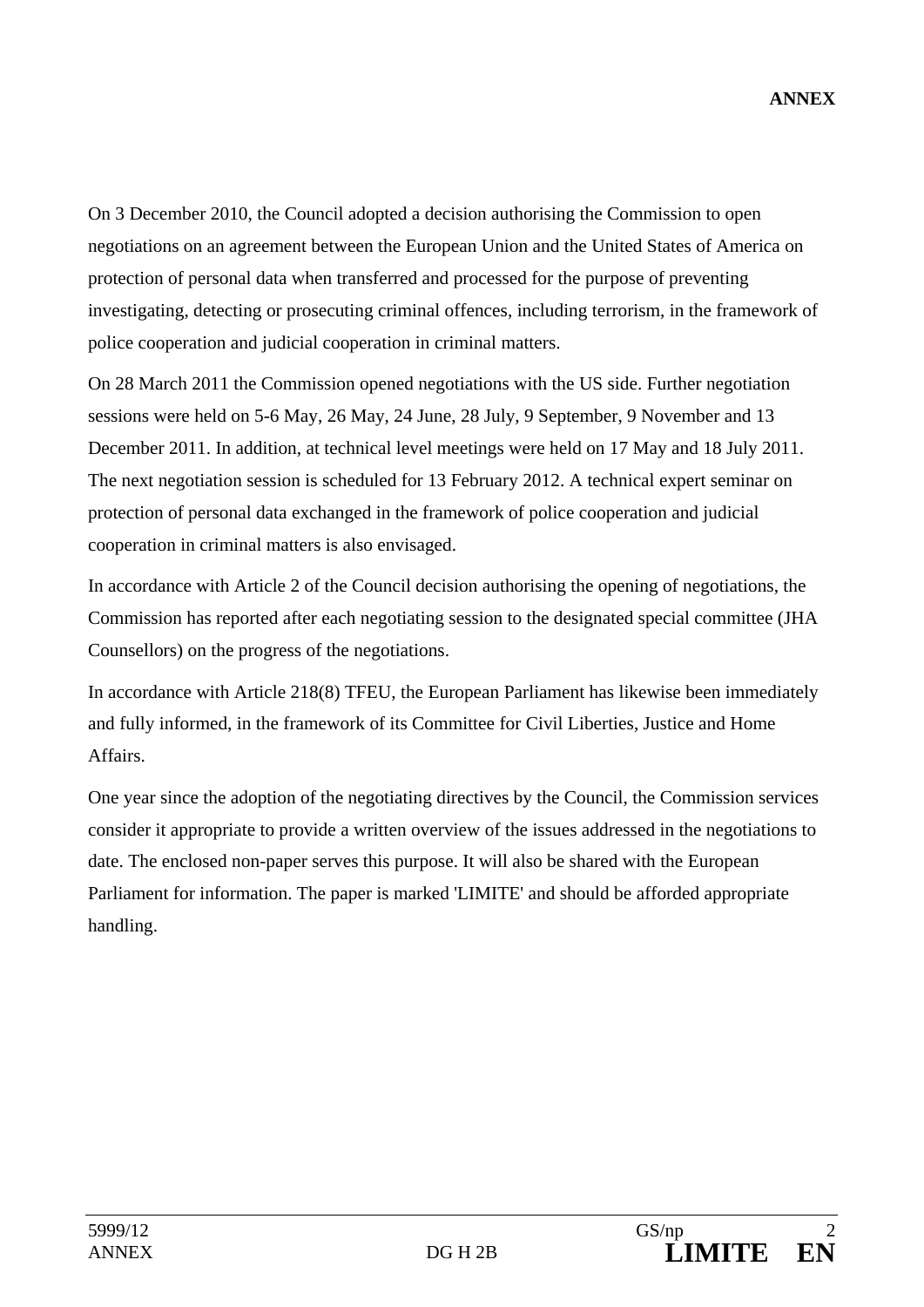**ANNEX**

On 3 December 2010, the Council adopted a decision authorising the Commission to open negotiations on an agreement between the European Union and the United States of America on protection of personal data when transferred and processed for the purpose of preventing investigating, detecting or prosecuting criminal offences, including terrorism, in the framework of police cooperation and judicial cooperation in criminal matters.

On 28 March 2011 the Commission opened negotiations with the US side. Further negotiation sessions were held on 5-6 May, 26 May, 24 June, 28 July, 9 September, 9 November and 13 December 2011. In addition, at technical level meetings were held on 17 May and 18 July 2011. The next negotiation session is scheduled for 13 February 2012. A technical expert seminar on protection of personal data exchanged in the framework of police cooperation and judicial cooperation in criminal matters is also envisaged.

In accordance with Article 2 of the Council decision authorising the opening of negotiations, the Commission has reported after each negotiating session to the designated special committee (JHA Counsellors) on the progress of the negotiations.

In accordance with Article 218(8) TFEU, the European Parliament has likewise been immediately and fully informed, in the framework of its Committee for Civil Liberties, Justice and Home Affairs.

One year since the adoption of the negotiating directives by the Council, the Commission services consider it appropriate to provide a written overview of the issues addressed in the negotiations to date. The enclosed non-paper serves this purpose. It will also be shared with the European Parliament for information. The paper is marked 'LIMITE' and should be afforded appropriate handling.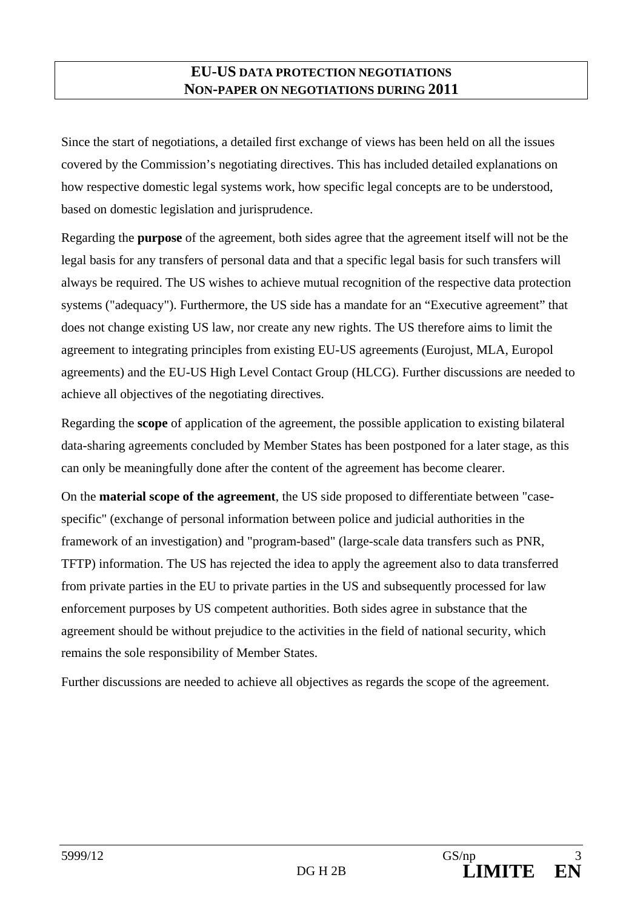## EU-US DATA PROTECTION NEGOTIATIONS
## NON-PAPER ON NEGOTIATIONS DURING 2011

Since the start of negotiations, a detailed first exchange of views has been held on all the issues covered by the Commission's negotiating directives. This has included detailed explanations on how respective domestic legal systems work, how specific legal concepts are to be understood, based on domestic legislation and jurisprudence.

Regarding the **purpose** of the agreement, both sides agree that the agreement itself will not be the legal basis for any transfers of personal data and that a specific legal basis for such transfers will always be required. The US wishes to achieve mutual recognition of the respective data protection systems ("adequacy"). Furthermore, the US side has a mandate for an "Executive agreement" that does not change existing US law, nor create any new rights. The US therefore aims to limit the agreement to integrating principles from existing EU-US agreements (Eurojust, MLA, Europol agreements) and the EU-US High Level Contact Group (HLCG). Further discussions are needed to achieve all objectives of the negotiating directives.

Regarding the **scope** of application of the agreement, the possible application to existing bilateral data-sharing agreements concluded by Member States has been postponed for a later stage, as this can only be meaningfully done after the content of the agreement has become clearer.

On the **material scope of the agreement**, the US side proposed to differentiate between "case-specific" (exchange of personal information between police and judicial authorities in the framework of an investigation) and "program-based" (large-scale data transfers such as PNR, TFTP) information. The US has rejected the idea to apply the agreement also to data transferred from private parties in the EU to private parties in the US and subsequently processed for law enforcement purposes by US competent authorities. Both sides agree in substance that the agreement should be without prejudice to the activities in the field of national security, which remains the sole responsibility of Member States.

Further discussions are needed to achieve all objectives as regards the scope of the agreement.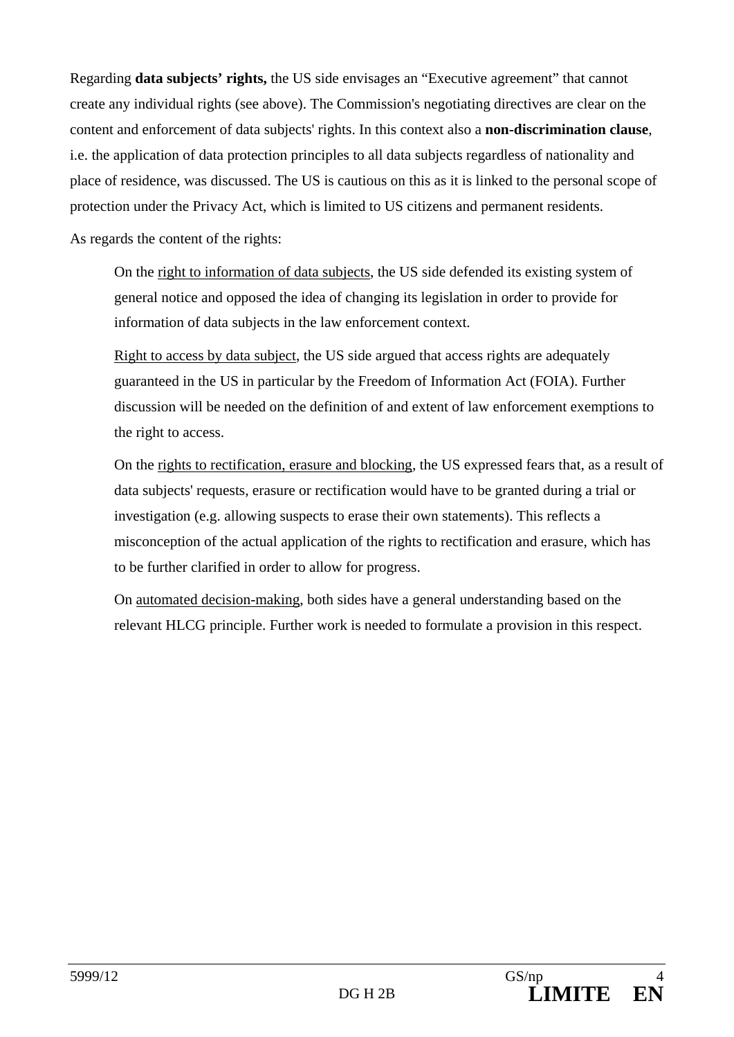Regarding **data subjects' rights,** the US side envisages an "Executive agreement" that cannot create any individual rights (see above). The Commission's negotiating directives are clear on the content and enforcement of data subjects' rights. In this context also a **non-discrimination clause**, i.e. the application of data protection principles to all data subjects regardless of nationality and place of residence, was discussed. The US is cautious on this as it is linked to the personal scope of protection under the Privacy Act, which is limited to US citizens and permanent residents.

As regards the content of the rights:

> On the <u>right to information of data subjects</u>, the US side defended its existing system of general notice and opposed the idea of changing its legislation in order to provide for information of data subjects in the law enforcement context.
>
> <u>Right to access by data subject</u>, the US side argued that access rights are adequately guaranteed in the US in particular by the Freedom of Information Act (FOIA). Further discussion will be needed on the definition of and extent of law enforcement exemptions to the right to access.
>
> On the <u>rights to rectification, erasure and blocking</u>, the US expressed fears that, as a result of data subjects' requests, erasure or rectification would have to be granted during a trial or investigation (e.g. allowing suspects to erase their own statements). This reflects a misconception of the actual application of the rights to rectification and erasure, which has to be further clarified in order to allow for progress.
>
> On <u>automated decision-making</u>, both sides have a general understanding based on the relevant HLCG principle. Further work is needed to formulate a provision in this respect.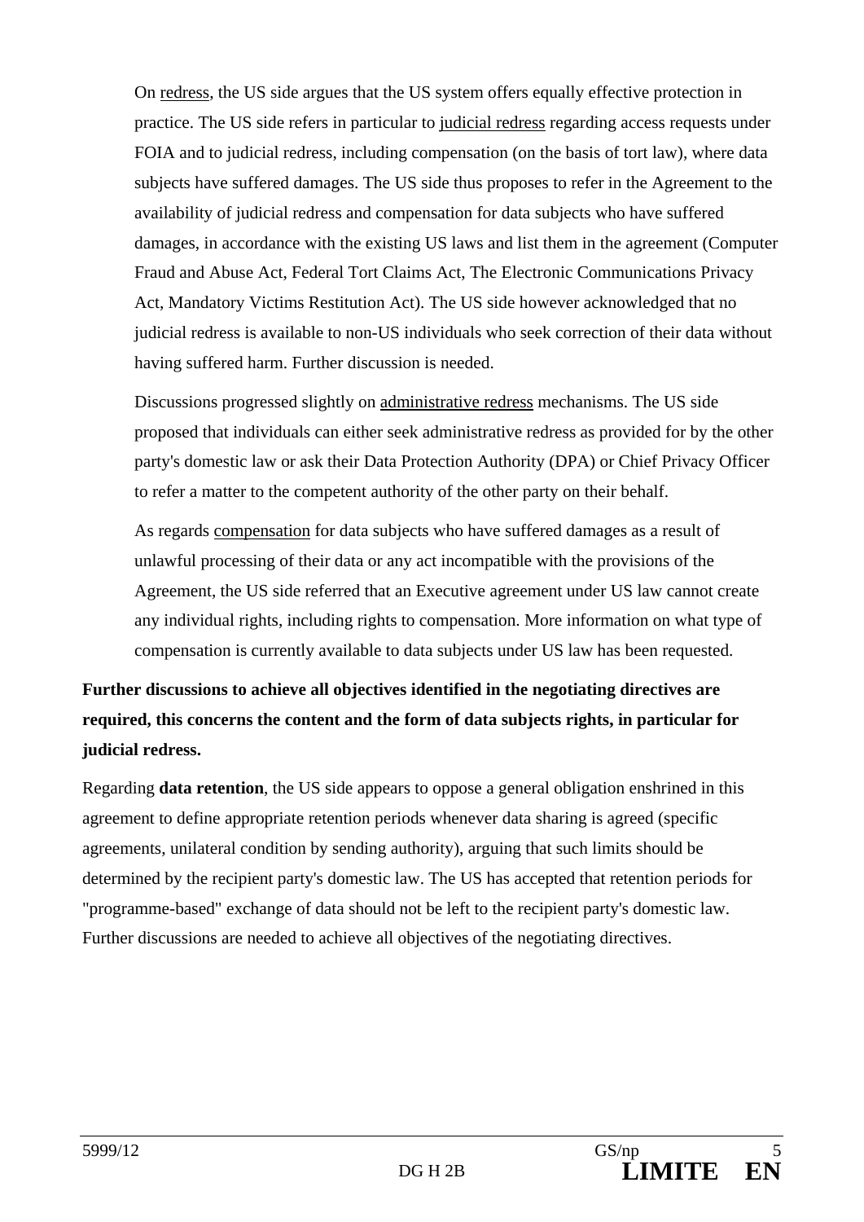On redress, the US side argues that the US system offers equally effective protection in practice. The US side refers in particular to judicial redress regarding access requests under FOIA and to judicial redress, including compensation (on the basis of tort law), where data subjects have suffered damages. The US side thus proposes to refer in the Agreement to the availability of judicial redress and compensation for data subjects who have suffered damages, in accordance with the existing US laws and list them in the agreement (Computer Fraud and Abuse Act, Federal Tort Claims Act, The Electronic Communications Privacy Act, Mandatory Victims Restitution Act). The US side however acknowledged that no judicial redress is available to non-US individuals who seek correction of their data without having suffered harm. Further discussion is needed.

Discussions progressed slightly on administrative redress mechanisms. The US side proposed that individuals can either seek administrative redress as provided for by the other party's domestic law or ask their Data Protection Authority (DPA) or Chief Privacy Officer to refer a matter to the competent authority of the other party on their behalf.

As regards compensation for data subjects who have suffered damages as a result of unlawful processing of their data or any act incompatible with the provisions of the Agreement, the US side referred that an Executive agreement under US law cannot create any individual rights, including rights to compensation. More information on what type of compensation is currently available to data subjects under US law has been requested.

**Further discussions to achieve all objectives identified in the negotiating directives are required, this concerns the content and the form of data subjects rights, in particular for judicial redress.**

Regarding **data retention**, the US side appears to oppose a general obligation enshrined in this agreement to define appropriate retention periods whenever data sharing is agreed (specific agreements, unilateral condition by sending authority), arguing that such limits should be determined by the recipient party's domestic law. The US has accepted that retention periods for "programme-based" exchange of data should not be left to the recipient party's domestic law. Further discussions are needed to achieve all objectives of the negotiating directives.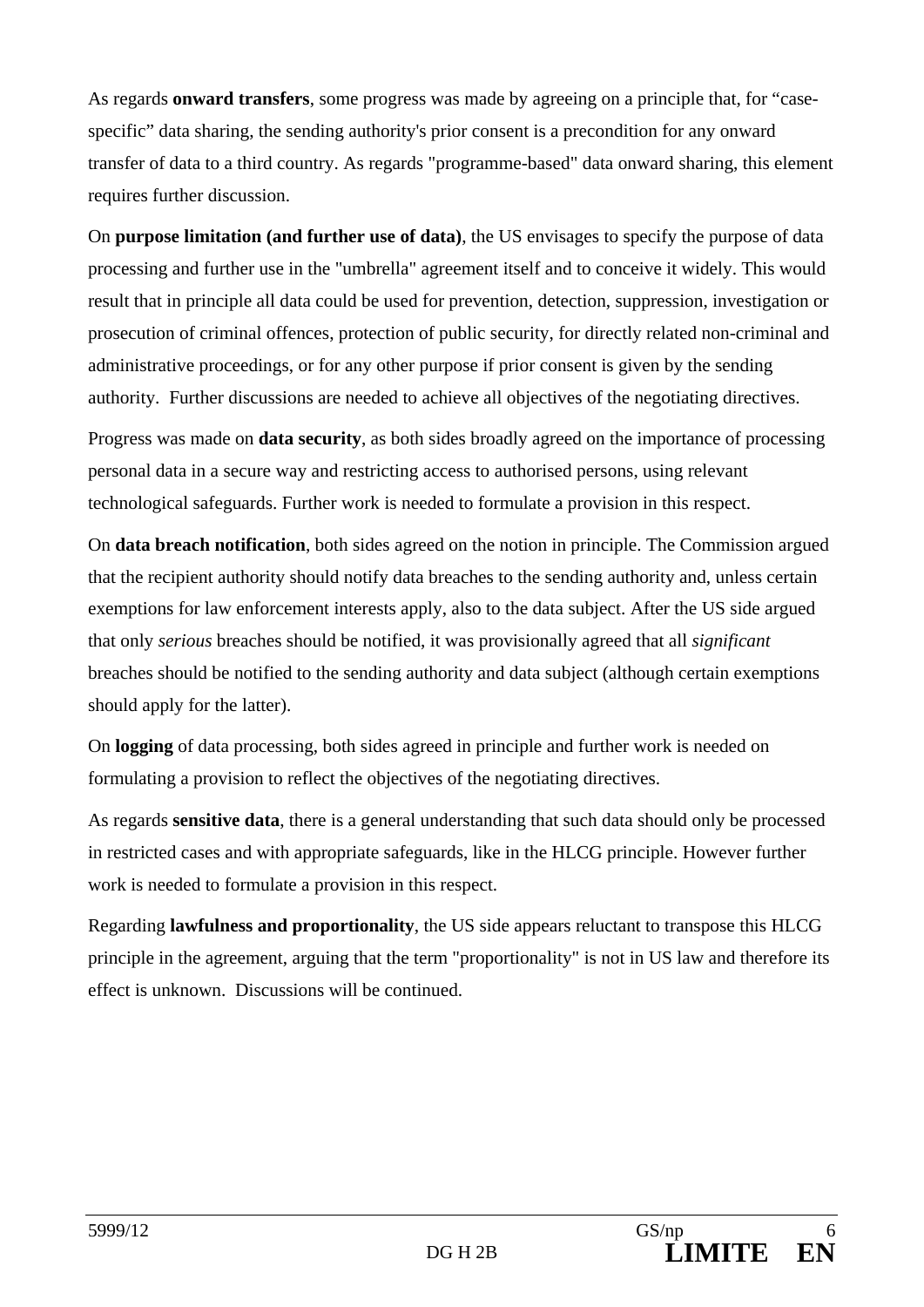As regards **onward transfers**, some progress was made by agreeing on a principle that, for “case-specific” data sharing, the sending authority's prior consent is a precondition for any onward transfer of data to a third country. As regards "programme-based" data onward sharing, this element requires further discussion.

On **purpose limitation (and further use of data)**, the US envisages to specify the purpose of data processing and further use in the "umbrella" agreement itself and to conceive it widely. This would result that in principle all data could be used for prevention, detection, suppression, investigation or prosecution of criminal offences, protection of public security, for directly related non-criminal and administrative proceedings, or for any other purpose if prior consent is given by the sending authority. Further discussions are needed to achieve all objectives of the negotiating directives.

Progress was made on **data security**, as both sides broadly agreed on the importance of processing personal data in a secure way and restricting access to authorised persons, using relevant technological safeguards. Further work is needed to formulate a provision in this respect.

On **data breach notification**, both sides agreed on the notion in principle. The Commission argued that the recipient authority should notify data breaches to the sending authority and, unless certain exemptions for law enforcement interests apply, also to the data subject. After the US side argued that only *serious* breaches should be notified, it was provisionally agreed that all *significant* breaches should be notified to the sending authority and data subject (although certain exemptions should apply for the latter).

On **logging** of data processing, both sides agreed in principle and further work is needed on formulating a provision to reflect the objectives of the negotiating directives.

As regards **sensitive data**, there is a general understanding that such data should only be processed in restricted cases and with appropriate safeguards, like in the HLCG principle. However further work is needed to formulate a provision in this respect.

Regarding **lawfulness and proportionality**, the US side appears reluctant to transpose this HLCG principle in the agreement, arguing that the term "proportionality" is not in US law and therefore its effect is unknown. Discussions will be continued.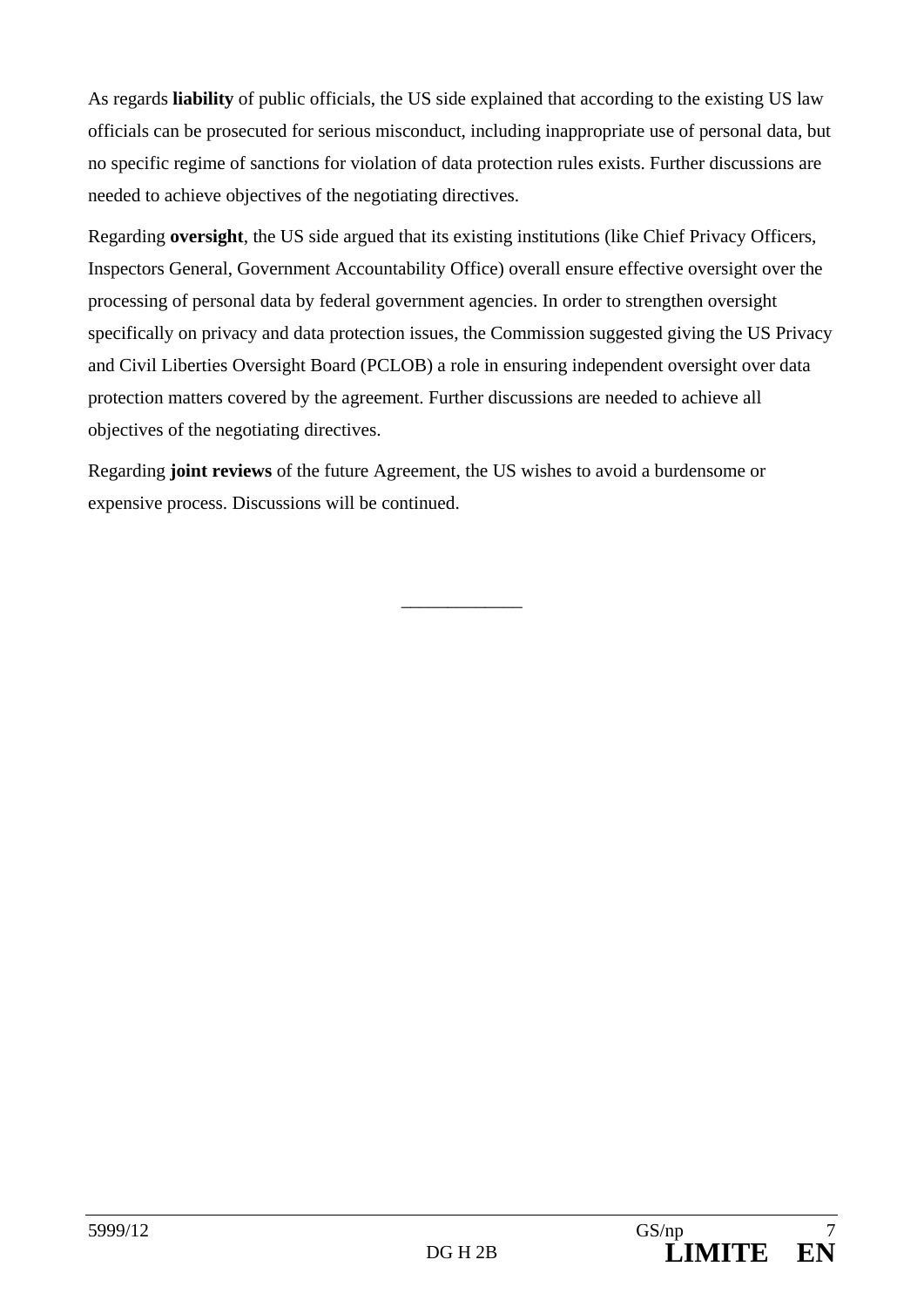As regards **liability** of public officials, the US side explained that according to the existing US law officials can be prosecuted for serious misconduct, including inappropriate use of personal data, but no specific regime of sanctions for violation of data protection rules exists. Further discussions are needed to achieve objectives of the negotiating directives.

Regarding **oversight**, the US side argued that its existing institutions (like Chief Privacy Officers, Inspectors General, Government Accountability Office) overall ensure effective oversight over the processing of personal data by federal government agencies. In order to strengthen oversight specifically on privacy and data protection issues, the Commission suggested giving the US Privacy and Civil Liberties Oversight Board (PCLOB) a role in ensuring independent oversight over data protection matters covered by the agreement. Further discussions are needed to achieve all objectives of the negotiating directives.

Regarding **joint reviews** of the future Agreement, the US wishes to avoid a burdensome or expensive process. Discussions will be continued.

_____________